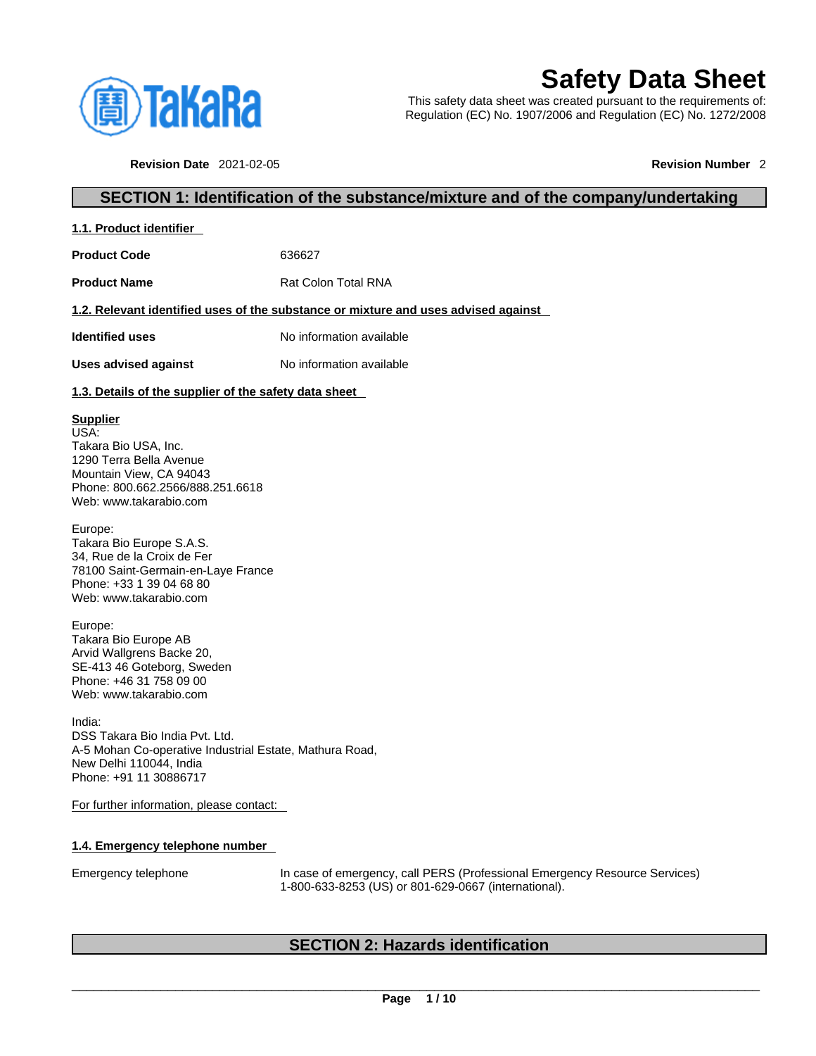# Safety Data Sheet

This safety data sheet was created pursuant to the requirements of:
Regulation (EC) No. 1907/2006 and Regulation (EC) No. 1272/2008

**Revision Date** 2021-02-05 **Revision Number** 2

## SECTION 1: Identification of the substance/mixture and of the company/undertaking

### 1.1. Product identifier

**Product Code** 636627

**Product Name** Rat Colon Total RNA

### 1.2. Relevant identified uses of the substance or mixture and uses advised against

**Identified uses** No information available

**Uses advised against** No information available

### 1.3. Details of the supplier of the safety data sheet

**Supplier**
USA:
Takara Bio USA, Inc.
1290 Terra Bella Avenue
Mountain View, CA 94043
Phone: 800.662.2566/888.251.6618
Web: www.takarabio.com

Europe:
Takara Bio Europe S.A.S.
34, Rue de la Croix de Fer
78100 Saint-Germain-en-Laye France
Phone: +33 1 39 04 68 80
Web: www.takarabio.com

Europe:
Takara Bio Europe AB
Arvid Wallgrens Backe 20,
SE-413 46 Goteborg, Sweden
Phone: +46 31 758 09 00
Web: www.takarabio.com

India:
DSS Takara Bio India Pvt. Ltd.
A-5 Mohan Co-operative Industrial Estate, Mathura Road,
New Delhi 110044, India
Phone: +91 11 30886717

For further information, please contact:

### 1.4. Emergency telephone number

Emergency telephone In case of emergency, call PERS (Professional Emergency Resource Services) 1-800-633-8253 (US) or 801-629-0667 (international).

## SECTION 2: Hazards identification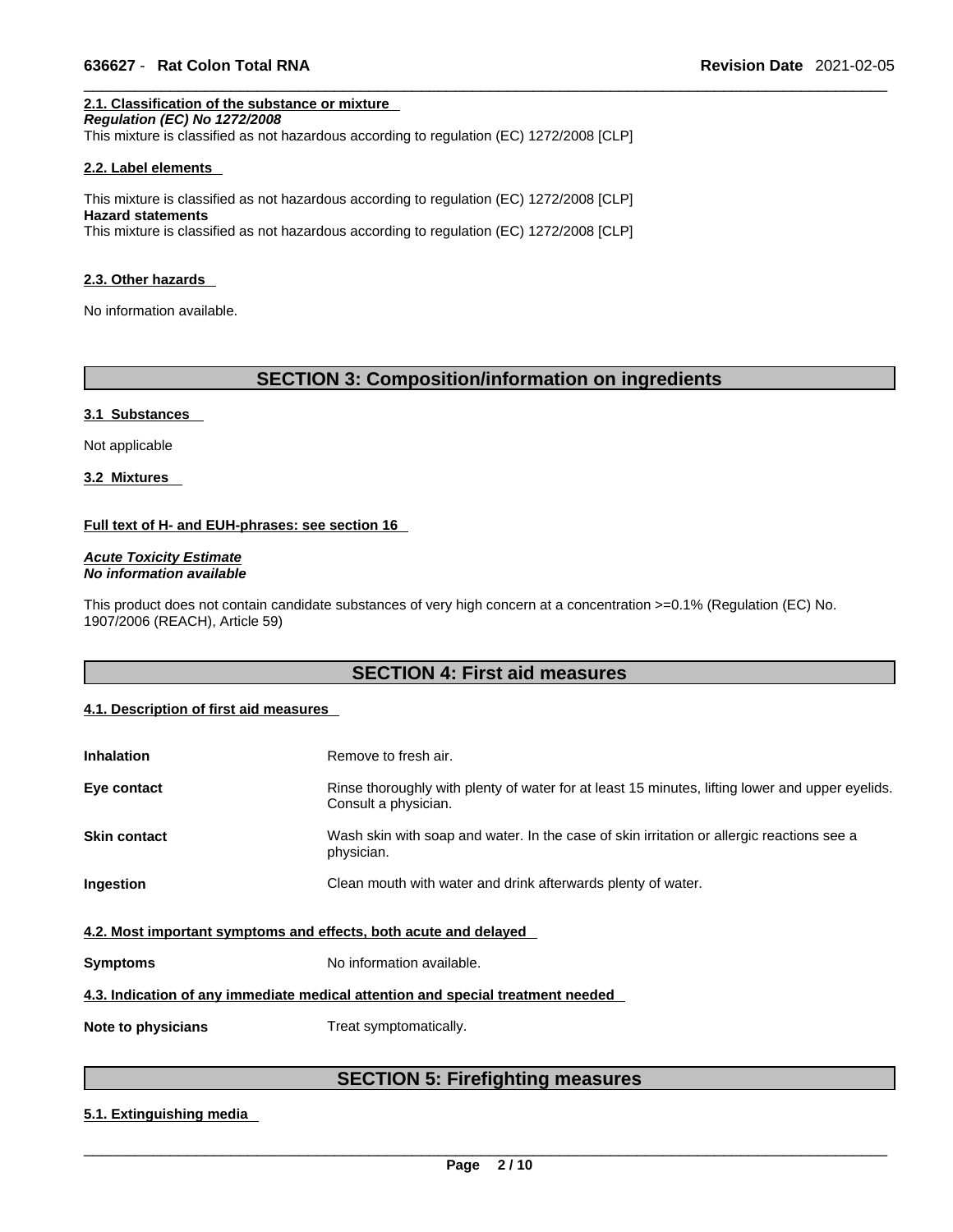#### 2.1. Classification of the substance or mixture

***Regulation (EC) No 1272/2008***

This mixture is classified as not hazardous according to regulation (EC) 1272/2008 [CLP]

#### 2.2. Label elements

This mixture is classified as not hazardous according to regulation (EC) 1272/2008 [CLP]

**Hazard statements**

This mixture is classified as not hazardous according to regulation (EC) 1272/2008 [CLP]

#### 2.3. Other hazards

No information available.

## SECTION 3: Composition/information on ingredients

#### 3.1 Substances

Not applicable

#### 3.2 Mixtures

**Full text of H- and EUH-phrases: see section 16**

***Acute Toxicity Estimate***
***No information available***

This product does not contain candidate substances of very high concern at a concentration >=0.1% (Regulation (EC) No. 1907/2006 (REACH), Article 59)

## SECTION 4: First aid measures

#### 4.1. Description of first aid measures

| | |
|---|---|
| **Inhalation** | Remove to fresh air. |
| **Eye contact** | Rinse thoroughly with plenty of water for at least 15 minutes, lifting lower and upper eyelids. Consult a physician. |
| **Skin contact** | Wash skin with soap and water. In the case of skin irritation or allergic reactions see a physician. |
| **Ingestion** | Clean mouth with water and drink afterwards plenty of water. |

#### 4.2. Most important symptoms and effects, both acute and delayed

| | |
|---|---|
| **Symptoms** | No information available. |

#### 4.3. Indication of any immediate medical attention and special treatment needed

| | |
|---|---|
| **Note to physicians** | Treat symptomatically. |

## SECTION 5: Firefighting measures

#### 5.1. Extinguishing media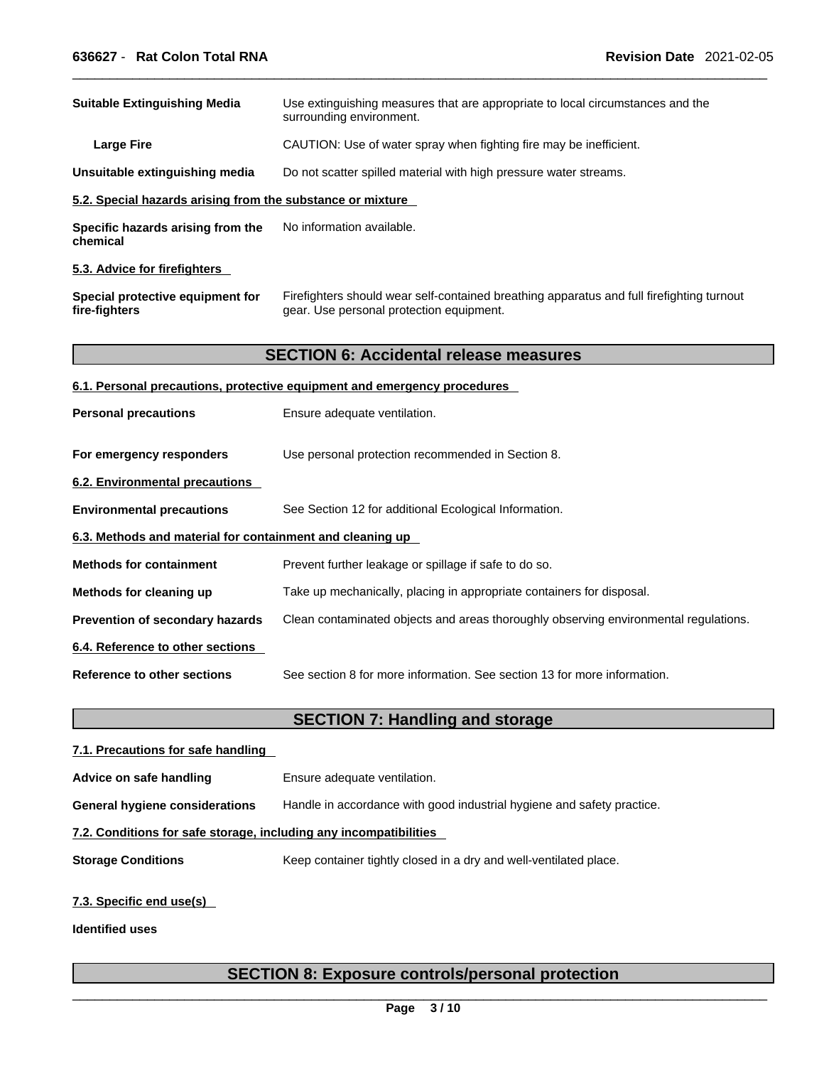| | |
|---|---|
| **Suitable Extinguishing Media** | Use extinguishing measures that are appropriate to local circumstances and the surrounding environment. |
| **Large Fire** | CAUTION: Use of water spray when fighting fire may be inefficient. |
| **Unsuitable extinguishing media** | Do not scatter spilled material with high pressure water streams. |

**5.2. Special hazards arising from the substance or mixture**

| | |
|---|---|
| **Specific hazards arising from the chemical** | No information available. |

**5.3. Advice for firefighters**

| | |
|---|---|
| **Special protective equipment for fire-fighters** | Firefighters should wear self-contained breathing apparatus and full firefighting turnout gear. Use personal protection equipment. |

## SECTION 6: Accidental release measures

**6.1. Personal precautions, protective equipment and emergency procedures**

| | |
|---|---|
| **Personal precautions** | Ensure adequate ventilation. |
| **For emergency responders** | Use personal protection recommended in Section 8. |

**6.2. Environmental precautions**

| | |
|---|---|
| **Environmental precautions** | See Section 12 for additional Ecological Information. |

**6.3. Methods and material for containment and cleaning up**

| | |
|---|---|
| **Methods for containment** | Prevent further leakage or spillage if safe to do so. |
| **Methods for cleaning up** | Take up mechanically, placing in appropriate containers for disposal. |
| **Prevention of secondary hazards** | Clean contaminated objects and areas thoroughly observing environmental regulations. |

**6.4. Reference to other sections**

| | |
|---|---|
| **Reference to other sections** | See section 8 for more information. See section 13 for more information. |

## SECTION 7: Handling and storage

**7.1. Precautions for safe handling**

| | |
|---|---|
| **Advice on safe handling** | Ensure adequate ventilation. |
| **General hygiene considerations** | Handle in accordance with good industrial hygiene and safety practice. |

**7.2. Conditions for safe storage, including any incompatibilities**

| | |
|---|---|
| **Storage Conditions** | Keep container tightly closed in a dry and well-ventilated place. |

**7.3. Specific end use(s)**

**Identified uses**

## SECTION 8: Exposure controls/personal protection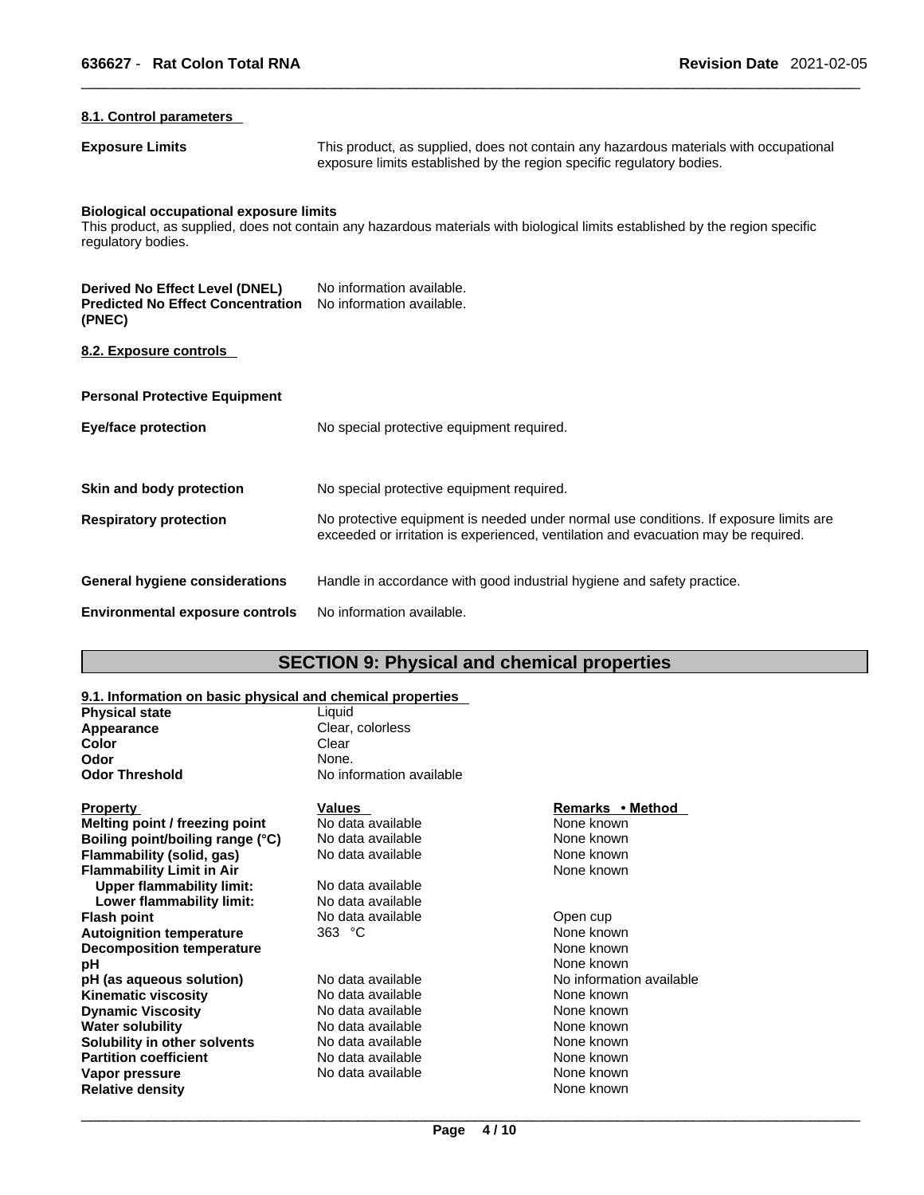### 8.1. Control parameters

**Exposure Limits** This product, as supplied, does not contain any hazardous materials with occupational exposure limits established by the region specific regulatory bodies.

**Biological occupational exposure limits**
This product, as supplied, does not contain any hazardous materials with biological limits established by the region specific regulatory bodies.

**Derived No Effect Level (DNEL)** No information available.
**Predicted No Effect Concentration (PNEC)** No information available.

### 8.2. Exposure controls

**Personal Protective Equipment**

**Eye/face protection** No special protective equipment required.

**Skin and body protection** No special protective equipment required.

**Respiratory protection** No protective equipment is needed under normal use conditions. If exposure limits are exceeded or irritation is experienced, ventilation and evacuation may be required.

**General hygiene considerations** Handle in accordance with good industrial hygiene and safety practice.

**Environmental exposure controls** No information available.

## SECTION 9: Physical and chemical properties

### 9.1. Information on basic physical and chemical properties

| | |
|---|---|
| **Physical state** | Liquid |
| **Appearance** | Clear, colorless |
| **Color** | Clear |
| **Odor** | None. |
| **Odor Threshold** | No information available |

| Property | Values | Remarks • Method |
|---|---|---|
| **Melting point / freezing point** | No data available | None known |
| **Boiling point/boiling range (°C)** | No data available | None known |
| **Flammability (solid, gas)** | No data available | None known |
| **Flammability Limit in Air** | | None known |
| **Upper flammability limit:** | No data available | |
| **Lower flammability limit:** | No data available | |
| **Flash point** | No data available | Open cup |
| **Autoignition temperature** | 363 °C | None known |
| **Decomposition temperature** | | None known |
| **pH** | | None known |
| **pH (as aqueous solution)** | No data available | No information available |
| **Kinematic viscosity** | No data available | None known |
| **Dynamic Viscosity** | No data available | None known |
| **Water solubility** | No data available | None known |
| **Solubility in other solvents** | No data available | None known |
| **Partition coefficient** | No data available | None known |
| **Vapor pressure** | No data available | None known |
| **Relative density** | | None known |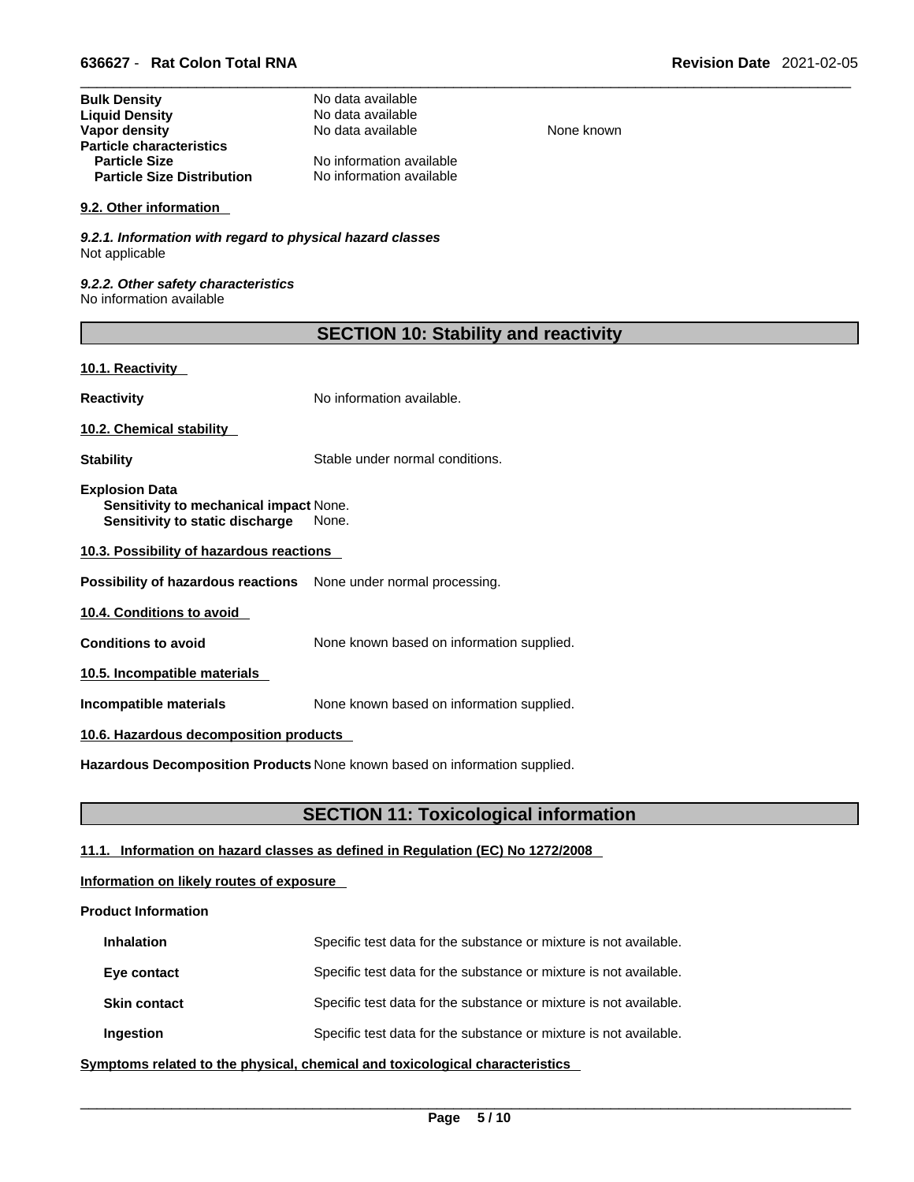| | | |
|---|---|---|
| **Bulk Density** | No data available | |
| **Liquid Density** | No data available | |
| **Vapor density** | No data available | None known |
| **Particle characteristics** | | |
| **Particle Size** | No information available | |
| **Particle Size Distribution** | No information available | |

### 9.2. Other information

***9.2.1. Information with regard to physical hazard classes***
Not applicable

***9.2.2. Other safety characteristics***
No information available

## SECTION 10: Stability and reactivity

### 10.1. Reactivity

**Reactivity** No information available.

### 10.2. Chemical stability

**Stability** Stable under normal conditions.

**Explosion Data**
**Sensitivity to mechanical impact** None.
**Sensitivity to static discharge** None.

### 10.3. Possibility of hazardous reactions

**Possibility of hazardous reactions** None under normal processing.

### 10.4. Conditions to avoid

**Conditions to avoid** None known based on information supplied.

### 10.5. Incompatible materials

**Incompatible materials** None known based on information supplied.

### 10.6. Hazardous decomposition products

**Hazardous Decomposition Products** None known based on information supplied.

## SECTION 11: Toxicological information

### 11.1. Information on hazard classes as defined in Regulation (EC) No 1272/2008

### Information on likely routes of exposure

**Product Information**

| | |
|---|---|
| **Inhalation** | Specific test data for the substance or mixture is not available. |
| **Eye contact** | Specific test data for the substance or mixture is not available. |
| **Skin contact** | Specific test data for the substance or mixture is not available. |
| **Ingestion** | Specific test data for the substance or mixture is not available. |

### Symptoms related to the physical, chemical and toxicological characteristics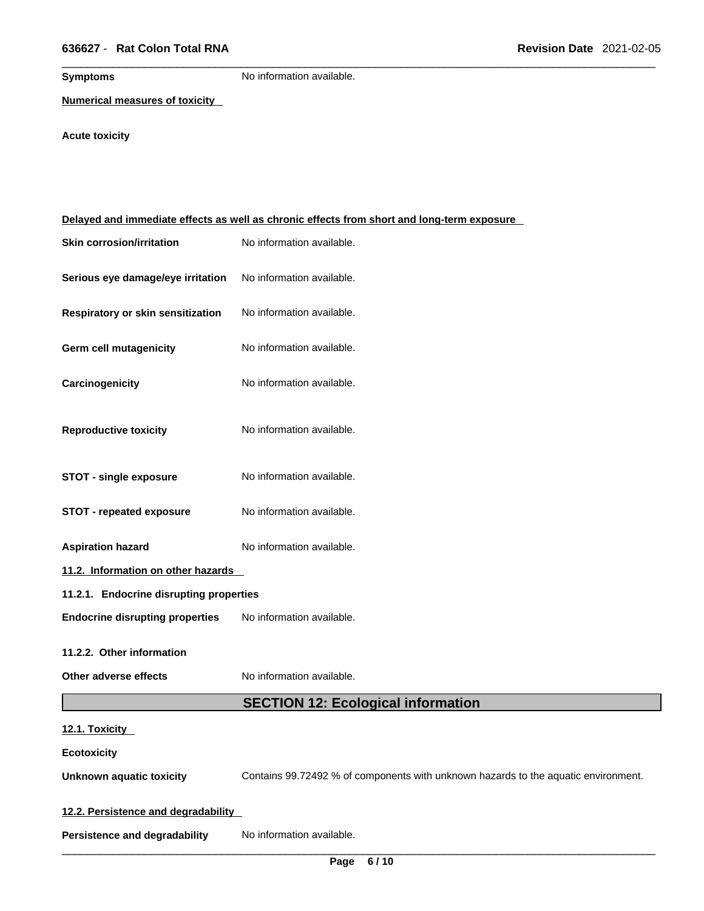**Symptoms** No information available.

**Numerical measures of toxicity**

**Acute toxicity**

**Delayed and immediate effects as well as chronic effects from short and long-term exposure**

**Skin corrosion/irritation** No information available.

**Serious eye damage/eye irritation** No information available.

**Respiratory or skin sensitization** No information available.

**Germ cell mutagenicity** No information available.

**Carcinogenicity** No information available.

**Reproductive toxicity** No information available.

**STOT - single exposure** No information available.

**STOT - repeated exposure** No information available.

**Aspiration hazard** No information available.

**11.2. Information on other hazards**

**11.2.1. Endocrine disrupting properties**

**Endocrine disrupting properties** No information available.

**11.2.2. Other information**

**Other adverse effects** No information available.

## SECTION 12: Ecological information

**12.1. Toxicity**

**Ecotoxicity**

**Unknown aquatic toxicity** Contains 99.72492 % of components with unknown hazards to the aquatic environment.

**12.2. Persistence and degradability**

**Persistence and degradability** No information available.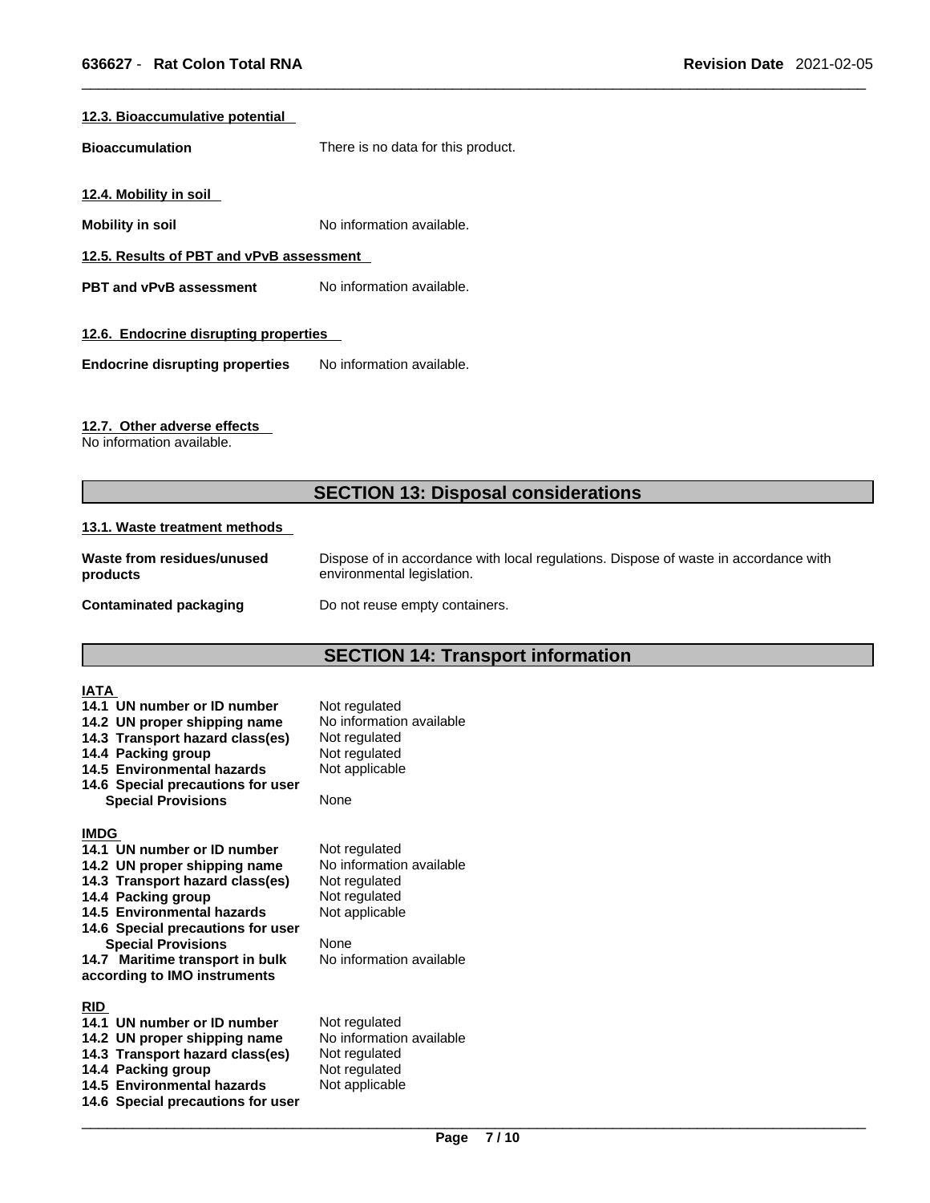#### 12.3. Bioaccumulative potential

**Bioaccumulation** There is no data for this product.

#### 12.4. Mobility in soil

**Mobility in soil** No information available.

#### 12.5. Results of PBT and vPvB assessment

**PBT and vPvB assessment** No information available.

#### 12.6. Endocrine disrupting properties

**Endocrine disrupting properties** No information available.

#### 12.7. Other adverse effects

No information available.

## SECTION 13: Disposal considerations

#### 13.1. Waste treatment methods

**Waste from residues/unused products** Dispose of in accordance with local regulations. Dispose of waste in accordance with environmental legislation.

**Contaminated packaging** Do not reuse empty containers.

## SECTION 14: Transport information

**IATA**

| | |
|---|---|
| **14.1 UN number or ID number** | Not regulated |
| **14.2 UN proper shipping name** | No information available |
| **14.3 Transport hazard class(es)** | Not regulated |
| **14.4 Packing group** | Not regulated |
| **14.5 Environmental hazards** | Not applicable |
| **14.6 Special precautions for user** | |
| **Special Provisions** | None |

**IMDG**

| | |
|---|---|
| **14.1 UN number or ID number** | Not regulated |
| **14.2 UN proper shipping name** | No information available |
| **14.3 Transport hazard class(es)** | Not regulated |
| **14.4 Packing group** | Not regulated |
| **14.5 Environmental hazards** | Not applicable |
| **14.6 Special precautions for user** | |
| **Special Provisions** | None |
| **14.7 Maritime transport in bulk according to IMO instruments** | No information available |

**RID**

| | |
|---|---|
| **14.1 UN number or ID number** | Not regulated |
| **14.2 UN proper shipping name** | No information available |
| **14.3 Transport hazard class(es)** | Not regulated |
| **14.4 Packing group** | Not regulated |
| **14.5 Environmental hazards** | Not applicable |
| **14.6 Special precautions for user** | |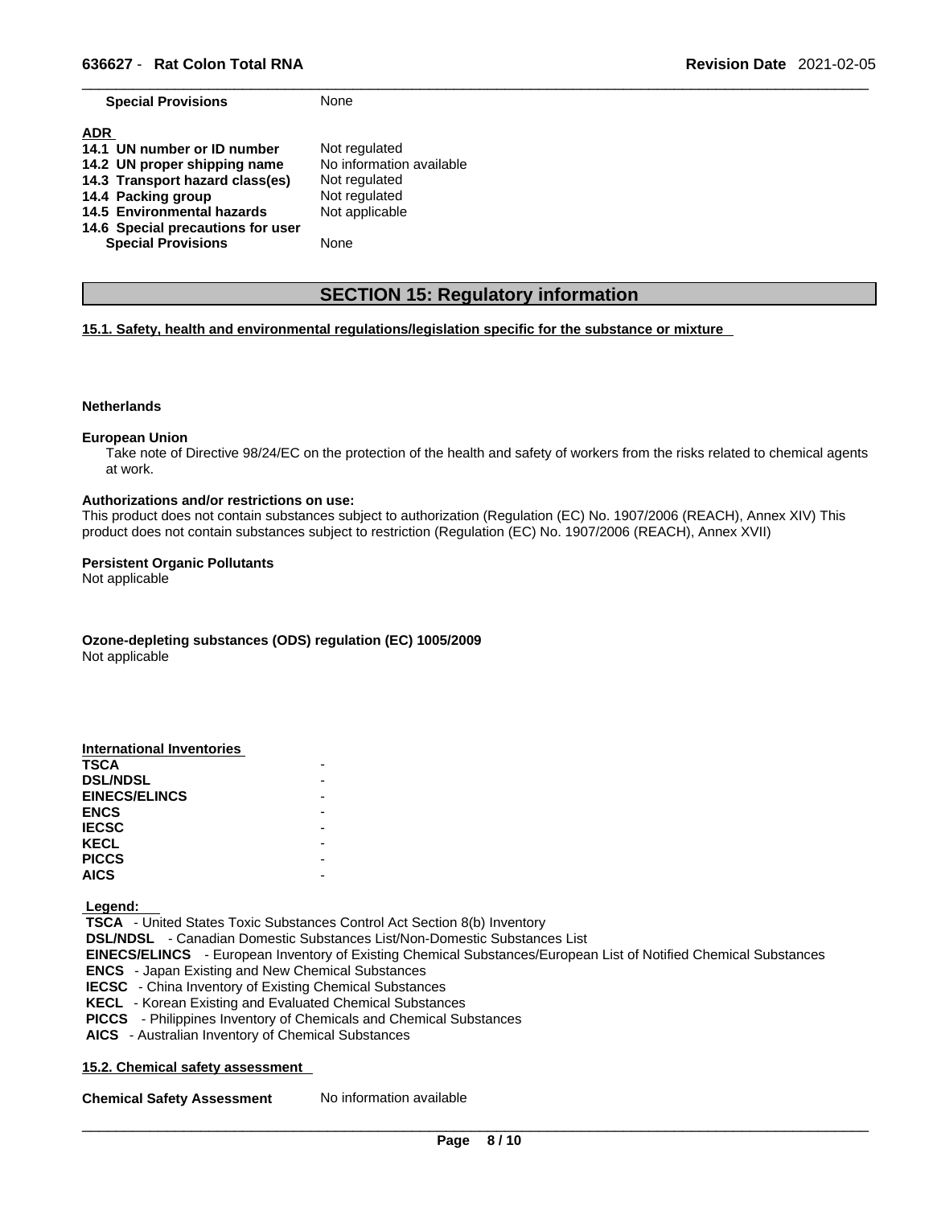**Special Provisions** None

**ADR**

| | |
|---|---|
| **14.1 UN number or ID number** | Not regulated |
| **14.2 UN proper shipping name** | No information available |
| **14.3 Transport hazard class(es)** | Not regulated |
| **14.4 Packing group** | Not regulated |
| **14.5 Environmental hazards** | Not applicable |
| **14.6 Special precautions for user** | |
| **Special Provisions** | None |

## SECTION 15: Regulatory information

**15.1. Safety, health and environmental regulations/legislation specific for the substance or mixture**

**Netherlands**

**European Union**

Take note of Directive 98/24/EC on the protection of the health and safety of workers from the risks related to chemical agents at work.

**Authorizations and/or restrictions on use:**

This product does not contain substances subject to authorization (Regulation (EC) No. 1907/2006 (REACH), Annex XIV) This product does not contain substances subject to restriction (Regulation (EC) No. 1907/2006 (REACH), Annex XVII)

**Persistent Organic Pollutants**

Not applicable

**Ozone-depleting substances (ODS) regulation (EC) 1005/2009**

Not applicable

**International Inventories**

| | |
|---|---|
| **TSCA** | - |
| **DSL/NDSL** | - |
| **EINECS/ELINCS** | - |
| **ENCS** | - |
| **IECSC** | - |
| **KECL** | - |
| **PICCS** | - |
| **AICS** | - |

**Legend:**

**TSCA** - United States Toxic Substances Control Act Section 8(b) Inventory
**DSL/NDSL** - Canadian Domestic Substances List/Non-Domestic Substances List
**EINECS/ELINCS** - European Inventory of Existing Chemical Substances/European List of Notified Chemical Substances
**ENCS** - Japan Existing and New Chemical Substances
**IECSC** - China Inventory of Existing Chemical Substances
**KECL** - Korean Existing and Evaluated Chemical Substances
**PICCS** - Philippines Inventory of Chemicals and Chemical Substances
**AICS** - Australian Inventory of Chemical Substances

**15.2. Chemical safety assessment**

**Chemical Safety Assessment** No information available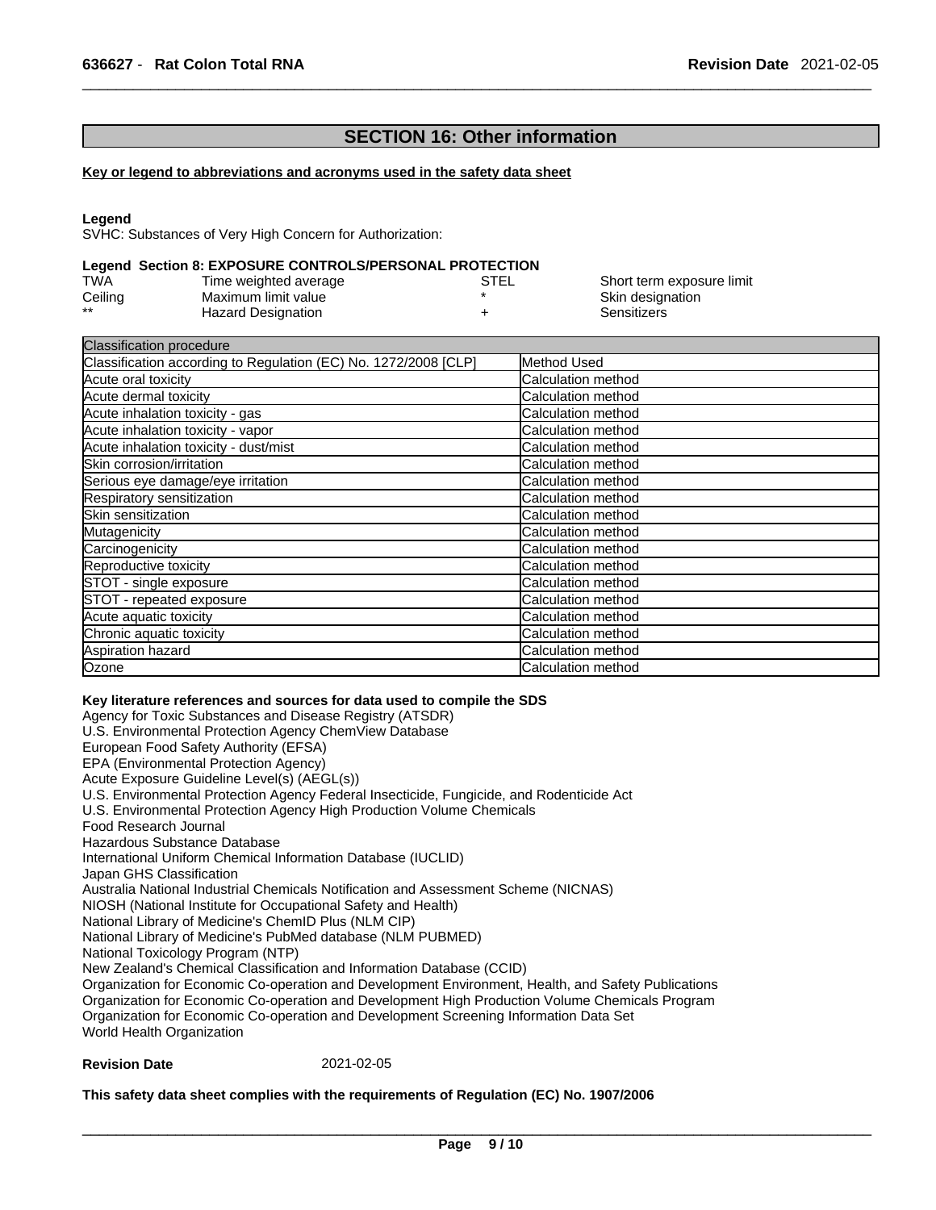## SECTION 16: Other information

**Key or legend to abbreviations and acronyms used in the safety data sheet**

**Legend**
SVHC: Substances of Very High Concern for Authorization:

**Legend Section 8: EXPOSURE CONTROLS/PERSONAL PROTECTION**

| | | | |
|---|---|---|---|
| TWA | Time weighted average | STEL | Short term exposure limit |
| Ceiling | Maximum limit value | * | Skin designation |
| ** | Hazard Designation | + | Sensitizers |

| Classification procedure | |
|---|---|
| Classification according to Regulation (EC) No. 1272/2008 [CLP] | Method Used |
| Acute oral toxicity | Calculation method |
| Acute dermal toxicity | Calculation method |
| Acute inhalation toxicity - gas | Calculation method |
| Acute inhalation toxicity - vapor | Calculation method |
| Acute inhalation toxicity - dust/mist | Calculation method |
| Skin corrosion/irritation | Calculation method |
| Serious eye damage/eye irritation | Calculation method |
| Respiratory sensitization | Calculation method |
| Skin sensitization | Calculation method |
| Mutagenicity | Calculation method |
| Carcinogenicity | Calculation method |
| Reproductive toxicity | Calculation method |
| STOT - single exposure | Calculation method |
| STOT - repeated exposure | Calculation method |
| Acute aquatic toxicity | Calculation method |
| Chronic aquatic toxicity | Calculation method |
| Aspiration hazard | Calculation method |
| Ozone | Calculation method |

**Key literature references and sources for data used to compile the SDS**
Agency for Toxic Substances and Disease Registry (ATSDR)
U.S. Environmental Protection Agency ChemView Database
European Food Safety Authority (EFSA)
EPA (Environmental Protection Agency)
Acute Exposure Guideline Level(s) (AEGL(s))
U.S. Environmental Protection Agency Federal Insecticide, Fungicide, and Rodenticide Act
U.S. Environmental Protection Agency High Production Volume Chemicals
Food Research Journal
Hazardous Substance Database
International Uniform Chemical Information Database (IUCLID)
Japan GHS Classification
Australia National Industrial Chemicals Notification and Assessment Scheme (NICNAS)
NIOSH (National Institute for Occupational Safety and Health)
National Library of Medicine's ChemID Plus (NLM CIP)
National Library of Medicine's PubMed database (NLM PUBMED)
National Toxicology Program (NTP)
New Zealand's Chemical Classification and Information Database (CCID)
Organization for Economic Co-operation and Development Environment, Health, and Safety Publications
Organization for Economic Co-operation and Development High Production Volume Chemicals Program
Organization for Economic Co-operation and Development Screening Information Data Set
World Health Organization

**Revision Date** 2021-02-05

**This safety data sheet complies with the requirements of Regulation (EC) No. 1907/2006**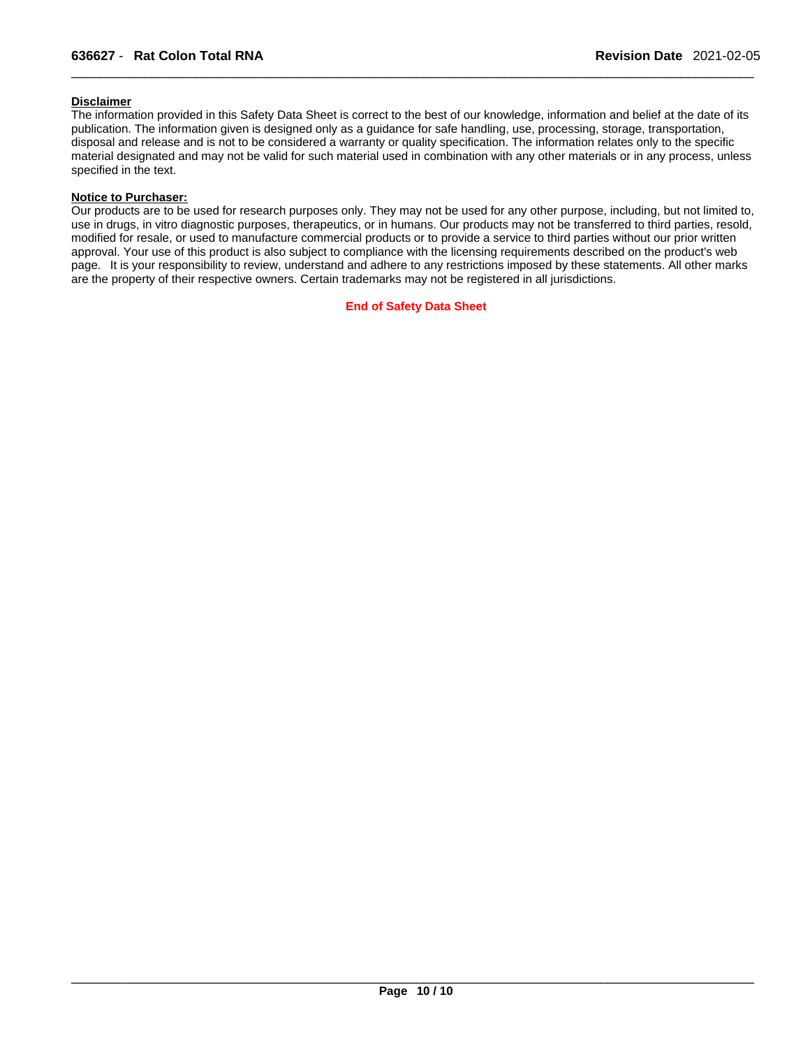**Disclaimer**

The information provided in this Safety Data Sheet is correct to the best of our knowledge, information and belief at the date of its publication. The information given is designed only as a guidance for safe handling, use, processing, storage, transportation, disposal and release and is not to be considered a warranty or quality specification. The information relates only to the specific material designated and may not be valid for such material used in combination with any other materials or in any process, unless specified in the text.

**Notice to Purchaser:**

Our products are to be used for research purposes only. They may not be used for any other purpose, including, but not limited to, use in drugs, in vitro diagnostic purposes, therapeutics, or in humans. Our products may not be transferred to third parties, resold, modified for resale, or used to manufacture commercial products or to provide a service to third parties without our prior written approval. Your use of this product is also subject to compliance with the licensing requirements described on the product's web page. It is your responsibility to review, understand and adhere to any restrictions imposed by these statements. All other marks are the property of their respective owners. Certain trademarks may not be registered in all jurisdictions.

**End of Safety Data Sheet**